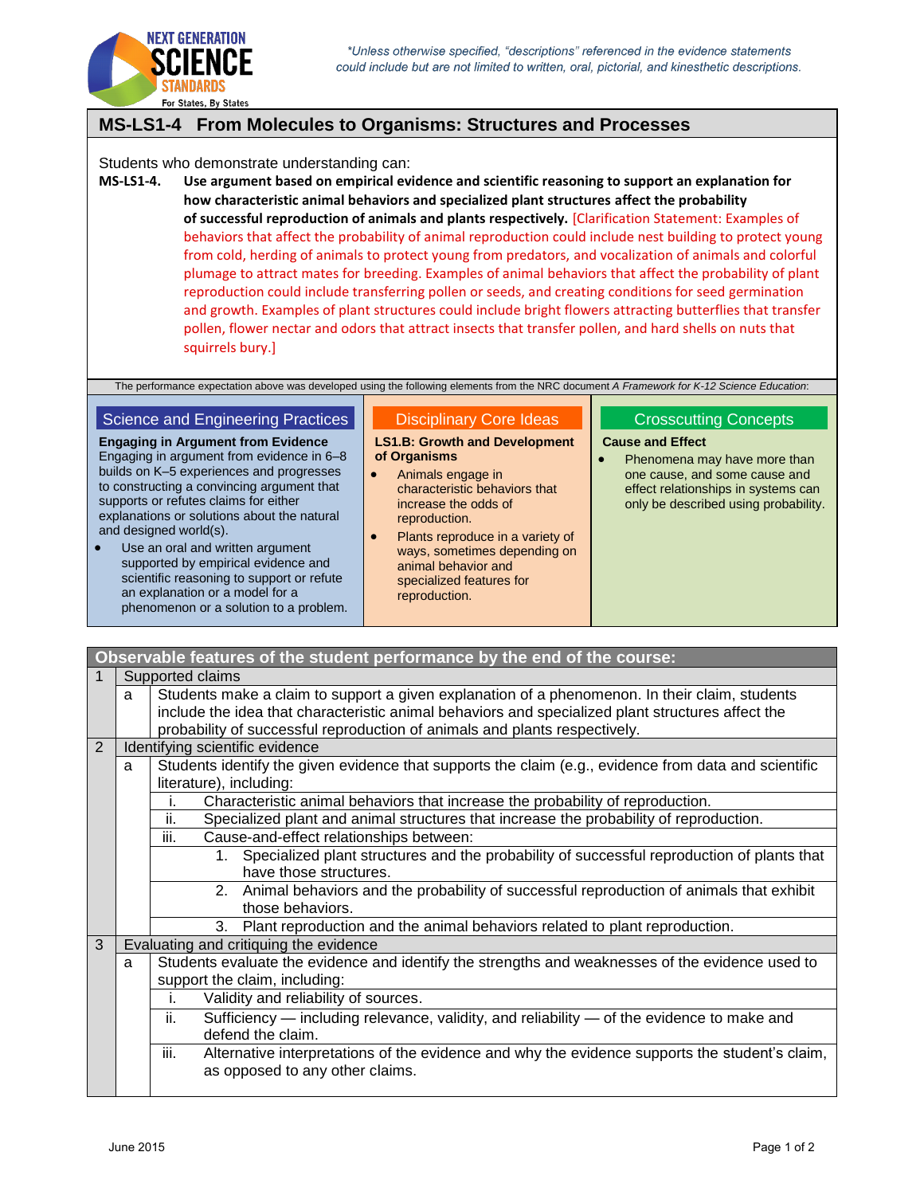*Unless otherwise specified, "descriptions" referenced in the evidence statements could include but are not limited to written, oral, pictorial, and kinesthetic descriptions.*

# MS-LS1-4 From Molecules to Organisms: Structures and Processes

Students who demonstrate understanding can:

**MS-LS1-4. Use argument based on empirical evidence and scientific reasoning to support an explanation for how characteristic animal behaviors and specialized plant structures affect the probability of successful reproduction of animals and plants respectively.** [Clarification Statement: Examples of behaviors that affect the probability of animal reproduction could include nest building to protect young from cold, herding of animals to protect young from predators, and vocalization of animals and colorful plumage to attract mates for breeding. Examples of animal behaviors that affect the probability of plant reproduction could include transferring pollen or seeds, and creating conditions for seed germination and growth. Examples of plant structures could include bright flowers attracting butterflies that transfer pollen, flower nectar and odors that attract insects that transfer pollen, and hard shells on nuts that squirrels bury.]

The performance expectation above was developed using the following elements from the NRC document *A Framework for K-12 Science Education*:

## Science and Engineering Practices

**Engaging in Argument from Evidence**

Engaging in argument from evidence in 6–8 builds on K–5 experiences and progresses to constructing a convincing argument that supports or refutes claims for either explanations or solutions about the natural and designed world(s).

- Use an oral and written argument supported by empirical evidence and scientific reasoning to support or refute an explanation or a model for a phenomenon or a solution to a problem.

## Disciplinary Core Ideas

**LS1.B: Growth and Development of Organisms**

- Animals engage in characteristic behaviors that increase the odds of reproduction.
- Plants reproduce in a variety of ways, sometimes depending on animal behavior and specialized features for reproduction.

## Crosscutting Concepts

**Cause and Effect**

- Phenomena may have more than one cause, and some cause and effect relationships in systems can only be described using probability.

## Observable features of the student performance by the end of the course:

1. Supported claims
   - a. Students make a claim to support a given explanation of a phenomenon. In their claim, students include the idea that characteristic animal behaviors and specialized plant structures affect the probability of successful reproduction of animals and plants respectively.
2. Identifying scientific evidence
   - a. Students identify the given evidence that supports the claim (e.g., evidence from data and scientific literature), including:
     - i. Characteristic animal behaviors that increase the probability of reproduction.
     - ii. Specialized plant and animal structures that increase the probability of reproduction.
     - iii. Cause-and-effect relationships between:
       1. Specialized plant structures and the probability of successful reproduction of plants that have those structures.
       2. Animal behaviors and the probability of successful reproduction of animals that exhibit those behaviors.
       3. Plant reproduction and the animal behaviors related to plant reproduction.
3. Evaluating and critiquing the evidence
   - a. Students evaluate the evidence and identify the strengths and weaknesses of the evidence used to support the claim, including:
     - i. Validity and reliability of sources.
     - ii. Sufficiency — including relevance, validity, and reliability — of the evidence to make and defend the claim.
     - iii. Alternative interpretations of the evidence and why the evidence supports the student's claim, as opposed to any other claims.

June 2015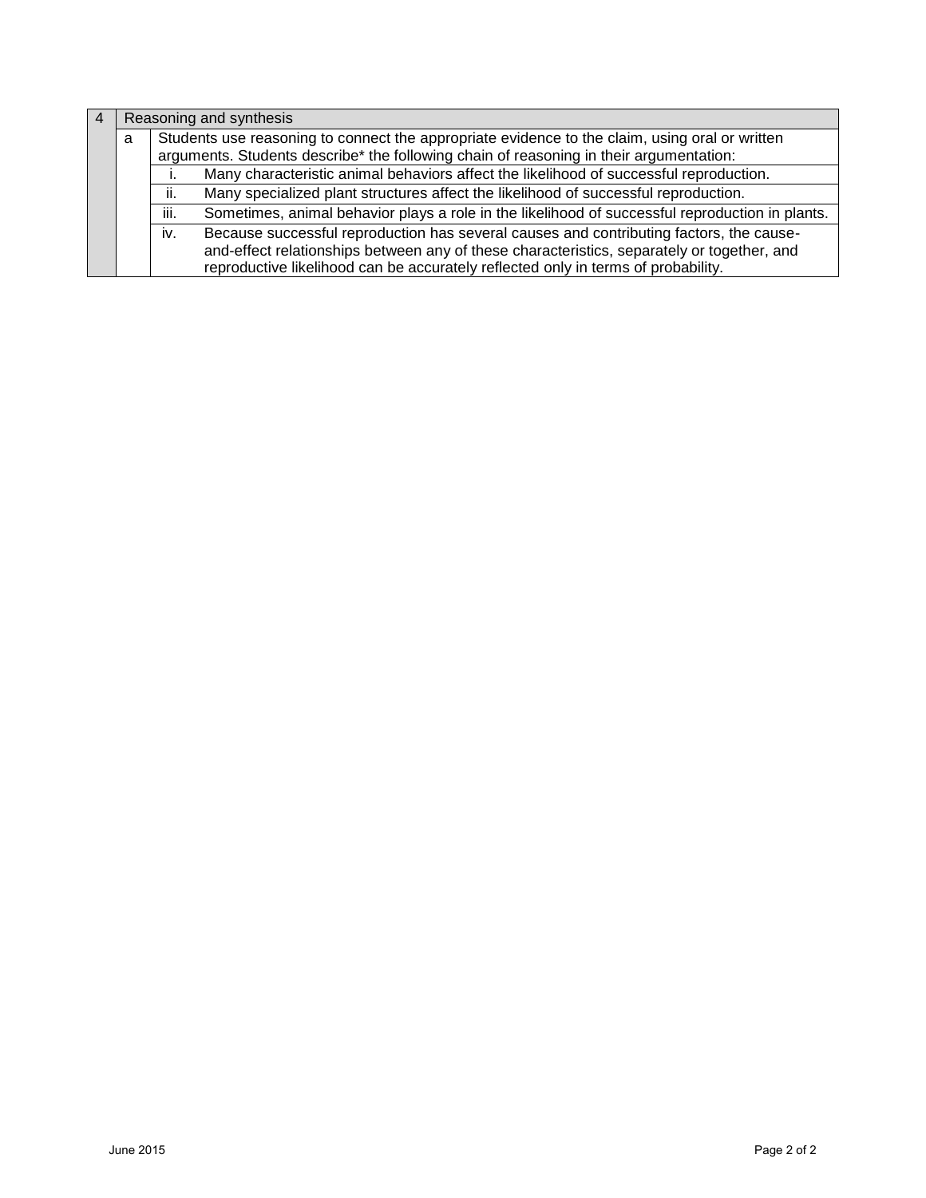| | | | |
|---|---|---|---|
| 4 | Reasoning and synthesis | | |
| | a | Students use reasoning to connect the appropriate evidence to the claim, using oral or written arguments. Students describe* the following chain of reasoning in their argumentation: | |
| | | i. | Many characteristic animal behaviors affect the likelihood of successful reproduction. |
| | | ii. | Many specialized plant structures affect the likelihood of successful reproduction. |
| | | iii. | Sometimes, animal behavior plays a role in the likelihood of successful reproduction in plants. |
| | | iv. | Because successful reproduction has several causes and contributing factors, the cause-and-effect relationships between any of these characteristics, separately or together, and reproductive likelihood can be accurately reflected only in terms of probability. |

June 2015